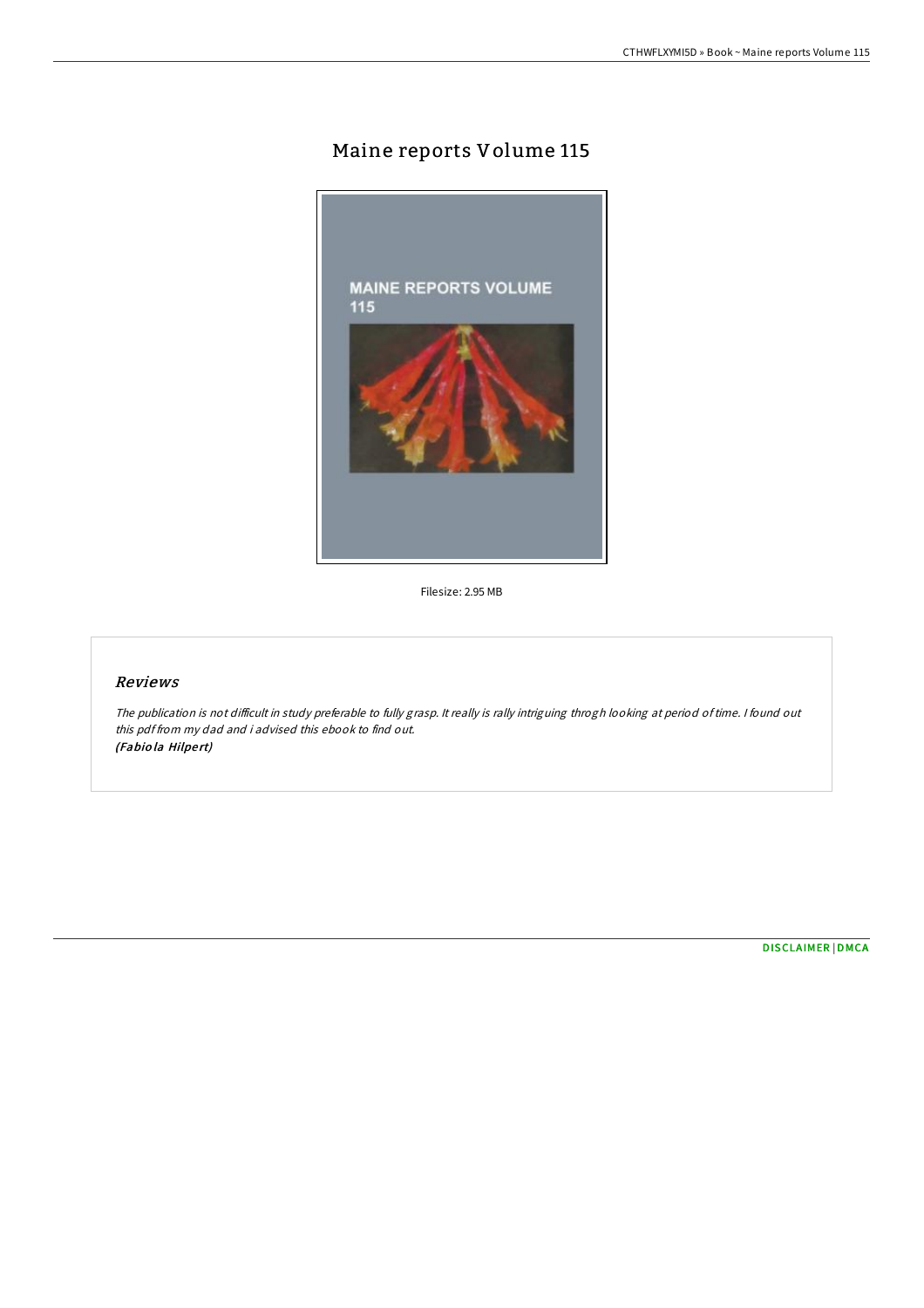# Maine reports Volume 115

Filesize: 2.95 MB

## *Reviews*

*The publication is not difficult in study preferable to fully grasp. It really is rally intriguing throgh looking at period of time. I found out this pdf from my dad and i advised this ebook to find out.*
***(Fabiola Hilpert)***

DISCLAIMER | DMCA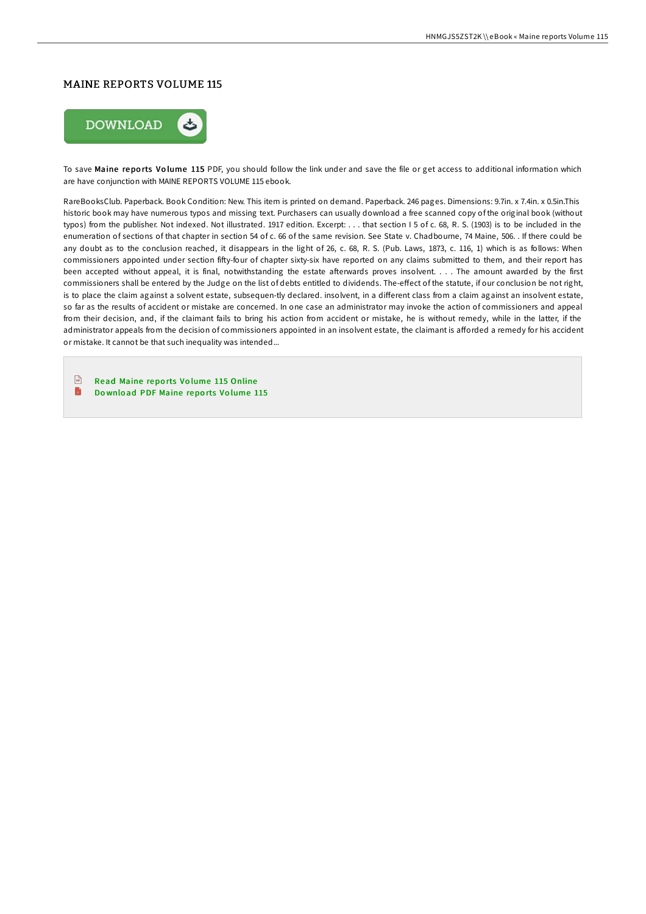# MAINE REPORTS VOLUME 115

To save **Maine reports Volume 115** PDF, you should follow the link under and save the file or get access to additional information which are have conjunction with MAINE REPORTS VOLUME 115 ebook.

RareBooksClub. Paperback. Book Condition: New. This item is printed on demand. Paperback. 246 pages. Dimensions: 9.7in. x 7.4in. x 0.5in.This historic book may have numerous typos and missing text. Purchasers can usually download a free scanned copy of the original book (without typos) from the publisher. Not indexed. Not illustrated. 1917 edition. Excerpt: . . . that section I 5 of c. 68, R. S. (1903) is to be included in the enumeration of sections of that chapter in section 54 of c. 66 of the same revision. See State v. Chadbourne, 74 Maine, 506. . If there could be any doubt as to the conclusion reached, it disappears in the light of 26, c. 68, R. S. (Pub. Laws, 1873, c. 116, 1) which is as follows: When commissioners appointed under section fifty-four of chapter sixty-six have reported on any claims submitted to them, and their report has been accepted without appeal, it is final, notwithstanding the estate afterwards proves insolvent. . . . The amount awarded by the first commissioners shall be entered by the Judge on the list of debts entitled to dividends. The-effect of the statute, if our conclusion be not right, is to place the claim against a solvent estate, subsequen-tly declared. insolvent, in a different class from a claim against an insolvent estate, so far as the results of accident or mistake are concerned. In one case an administrator may invoke the action of commissioners and appeal from their decision, and, if the claimant fails to bring his action from accident or mistake, he is without remedy, while in the latter, if the administrator appeals from the decision of commissioners appointed in an insolvent estate, the claimant is afforded a remedy for his accident or mistake. It cannot be that such inequality was intended...

- Read Maine reports Volume 115 Online
- Download PDF Maine reports Volume 115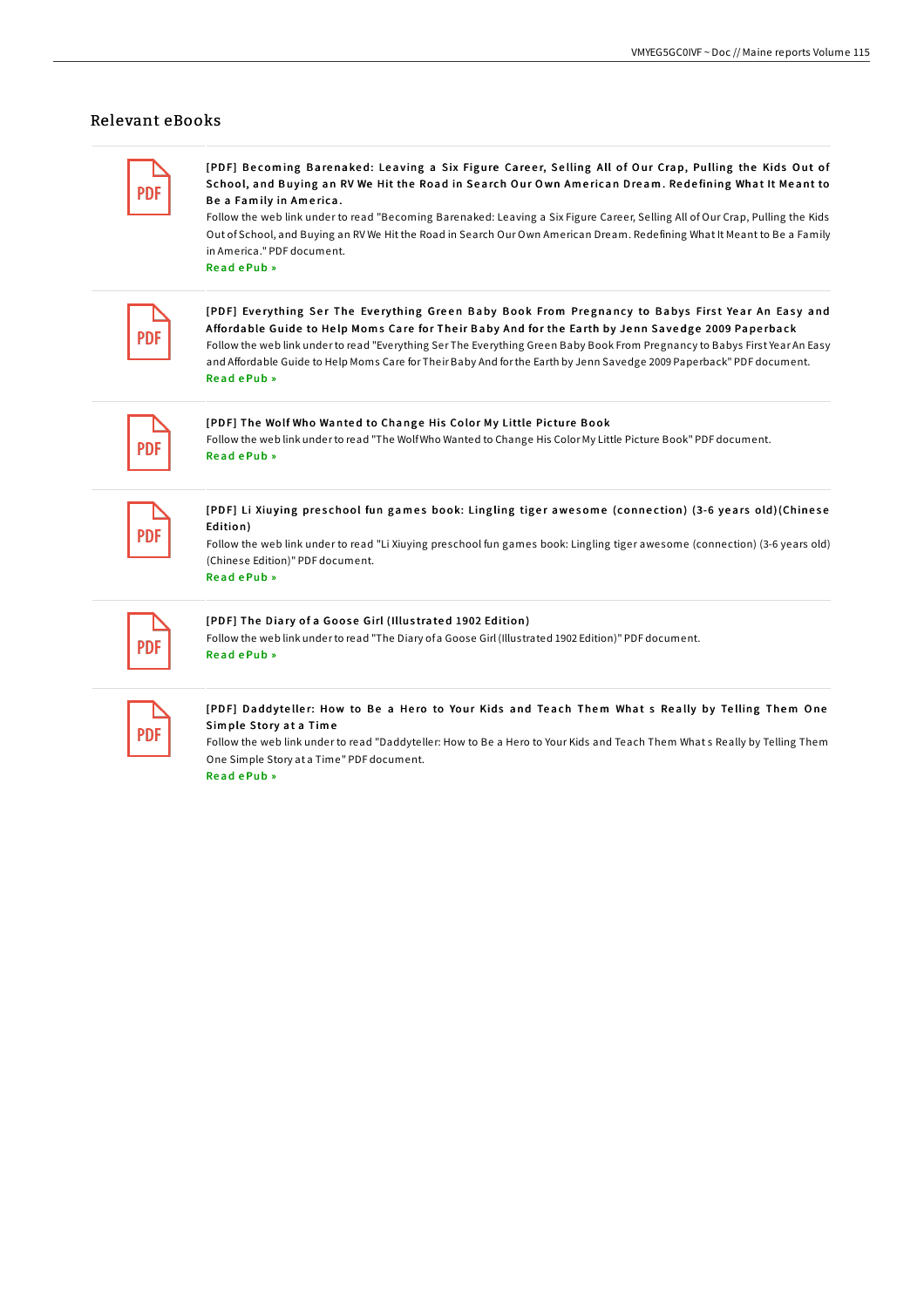## Relevant eBooks

**[PDF] Becoming Barenaked: Leaving a Six Figure Career, Selling All of Our Crap, Pulling the Kids Out of School, and Buying an RV We Hit the Road in Search Our Own American Dream. Redefining What It Meant to Be a Family in America.**

Follow the web link under to read "Becoming Barenaked: Leaving a Six Figure Career, Selling All of Our Crap, Pulling the Kids Out of School, and Buying an RV We Hit the Road in Search Our Own American Dream. Redefining What It Meant to Be a Family in America." PDF document.

Read ePub »

**[PDF] Everything Ser The Everything Green Baby Book From Pregnancy to Babys First Year An Easy and Affordable Guide to Help Moms Care for Their Baby And for the Earth by Jenn Savedge 2009 Paperback**

Follow the web link under to read "Everything Ser The Everything Green Baby Book From Pregnancy to Babys First Year An Easy and Affordable Guide to Help Moms Care for Their Baby And for the Earth by Jenn Savedge 2009 Paperback" PDF document.

Read ePub »

**[PDF] The Wolf Who Wanted to Change His Color My Little Picture Book**

Follow the web link under to read "The Wolf Who Wanted to Change His Color My Little Picture Book" PDF document.

Read ePub »

**[PDF] Li Xiuying preschool fun games book: Lingling tiger awesome (connection) (3-6 years old)(Chinese Edition)**

Follow the web link under to read "Li Xiuying preschool fun games book: Lingling tiger awesome (connection) (3-6 years old) (Chinese Edition)" PDF document.

Read ePub »

**[PDF] The Diary of a Goose Girl (Illustrated 1902 Edition)**

Follow the web link under to read "The Diary of a Goose Girl (Illustrated 1902 Edition)" PDF document.

Read ePub »

**[PDF] Daddyteller: How to Be a Hero to Your Kids and Teach Them What s Really by Telling Them One Simple Story at a Time**

Follow the web link under to read "Daddyteller: How to Be a Hero to Your Kids and Teach Them What s Really by Telling Them One Simple Story at a Time" PDF document.

Read ePub »